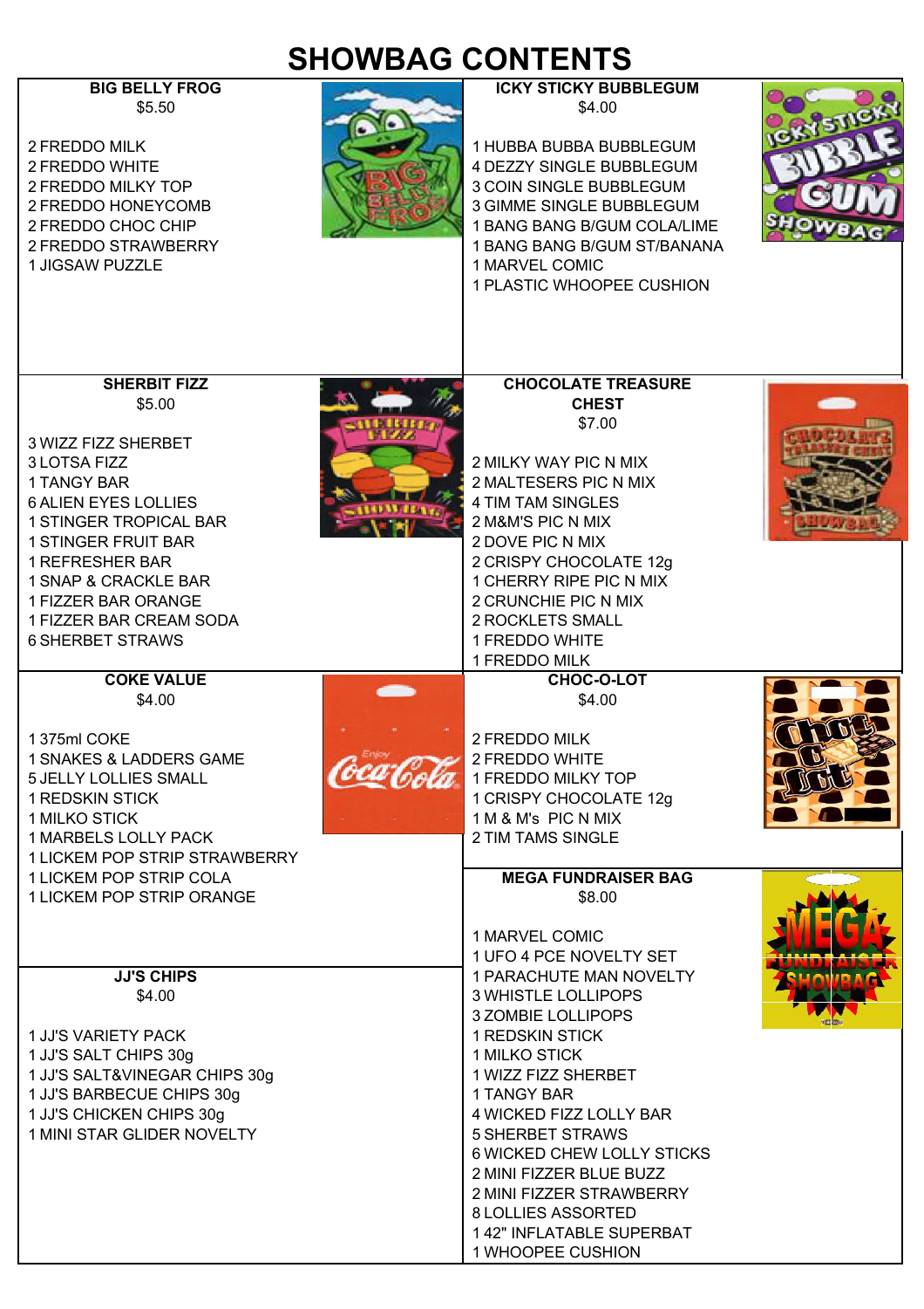# SHOWBAG CONTENTS

## BIG BELLY FROG

$5.50

- 2 FREDDO MILK
- 2 FREDDO WHITE
- 2 FREDDO MILKY TOP
- 2 FREDDO HONEYCOMB
- 2 FREDDO CHOC CHIP
- 2 FREDDO STRAWBERRY
- 1 JIGSAW PUZZLE

## ICKY STICKY BUBBLEGUM

$4.00

- 1 HUBBA BUBBA BUBBLEGUM
- 4 DEZZY SINGLE BUBBLEGUM
- 3 COIN SINGLE BUBBLEGUM
- 3 GIMME SINGLE BUBBLEGUM
- 1 BANG BANG B/GUM COLA/LIME
- 1 BANG BANG B/GUM ST/BANANA
- 1 MARVEL COMIC
- 1 PLASTIC WHOOPEE CUSHION

## SHERBIT FIZZ

$5.00

- 3 WIZZ FIZZ SHERBET
- 3 LOTSA FIZZ
- 1 TANGY BAR
- 6 ALIEN EYES LOLLIES
- 1 STINGER TROPICAL BAR
- 1 STINGER FRUIT BAR
- 1 REFRESHER BAR
- 1 SNAP & CRACKLE BAR
- 1 FIZZER BAR ORANGE
- 1 FIZZER BAR CREAM SODA
- 6 SHERBET STRAWS

## CHOCOLATE TREASURE CHEST

$7.00

- 2 MILKY WAY PIC N MIX
- 2 MALTESERS PIC N MIX
- 4 TIM TAM SINGLES
- 2 M&M'S PIC N MIX
- 2 DOVE PIC N MIX
- 2 CRISPY CHOCOLATE 12g
- 1 CHERRY RIPE PIC N MIX
- 2 CRUNCHIE PIC N MIX
- 2 ROCKLETS SMALL
- 1 FREDDO WHITE
- 1 FREDDO MILK

## COKE VALUE

$4.00

- 1 375ml COKE
- 1 SNAKES & LADDERS GAME
- 5 JELLY LOLLIES SMALL
- 1 REDSKIN STICK
- 1 MILKO STICK
- 1 MARBELS LOLLY PACK
- 1 LICKEM POP STRIP STRAWBERRY
- 1 LICKEM POP STRIP COLA
- 1 LICKEM POP STRIP ORANGE

## CHOC-O-LOT

$4.00

- 2 FREDDO MILK
- 2 FREDDO WHITE
- 1 FREDDO MILKY TOP
- 1 CRISPY CHOCOLATE 12g
- 1 M & M's PIC N MIX
- 2 TIM TAMS SINGLE

## JJ'S CHIPS

$4.00

- 1 JJ'S VARIETY PACK
- 1 JJ'S SALT CHIPS 30g
- 1 JJ'S SALT&VINEGAR CHIPS 30g
- 1 JJ'S BARBECUE CHIPS 30g
- 1 JJ'S CHICKEN CHIPS 30g
- 1 MINI STAR GLIDER NOVELTY

## MEGA FUNDRAISER BAG

$8.00

- 1 MARVEL COMIC
- 1 UFO 4 PCE NOVELTY SET
- 1 PARACHUTE MAN NOVELTY
- 3 WHISTLE LOLLIPOPS
- 3 ZOMBIE LOLLIPOPS
- 1 REDSKIN STICK
- 1 MILKO STICK
- 1 WIZZ FIZZ SHERBET
- 1 TANGY BAR
- 4 WICKED FIZZ LOLLY BAR
- 5 SHERBET STRAWS
- 6 WICKED CHEW LOLLY STICKS
- 2 MINI FIZZER BLUE BUZZ
- 2 MINI FIZZER STRAWBERRY
- 8 LOLLIES ASSORTED
- 1 42" INFLATABLE SUPERBAT
- 1 WHOOPEE CUSHION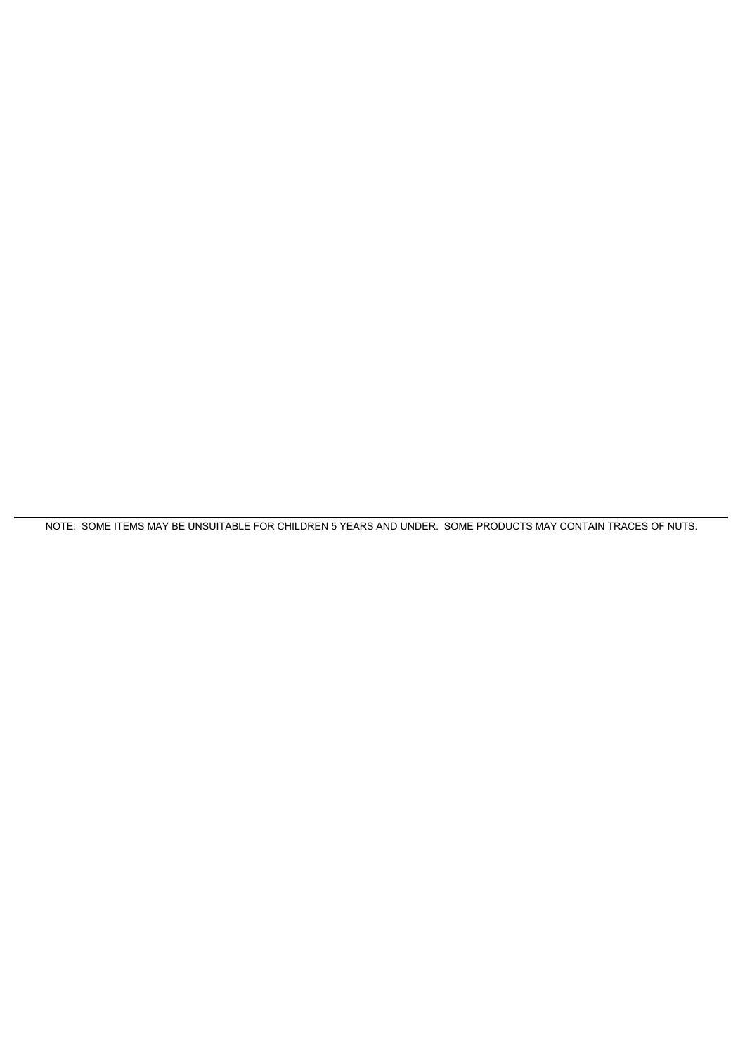NOTE: SOME ITEMS MAY BE UNSUITABLE FOR CHILDREN 5 YEARS AND UNDER. SOME PRODUCTS MAY CONTAIN TRACES OF NUTS.